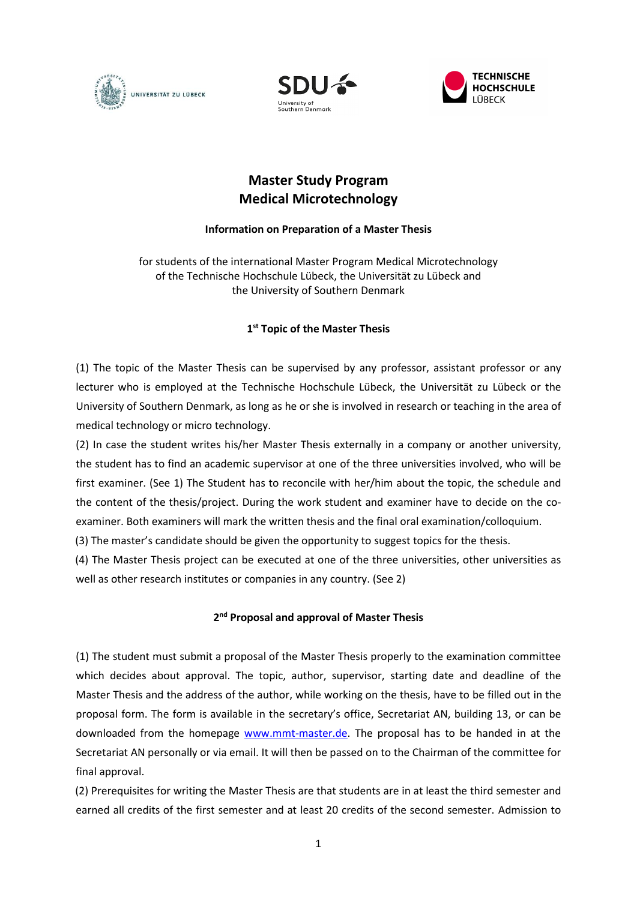# Master Study Program
# Medical Microtechnology

**Information on Preparation of a Master Thesis**

for students of the international Master Program Medical Microtechnology of the Technische Hochschule Lübeck, the Universität zu Lübeck and the University of Southern Denmark

## 1st Topic of the Master Thesis

(1) The topic of the Master Thesis can be supervised by any professor, assistant professor or any lecturer who is employed at the Technische Hochschule Lübeck, the Universität zu Lübeck or the University of Southern Denmark, as long as he or she is involved in research or teaching in the area of medical technology or micro technology.

(2) In case the student writes his/her Master Thesis externally in a company or another university, the student has to find an academic supervisor at one of the three universities involved, who will be first examiner. (See 1) The Student has to reconcile with her/him about the topic, the schedule and the content of the thesis/project. During the work student and examiner have to decide on the co-examiner. Both examiners will mark the written thesis and the final oral examination/colloquium.

(3) The master's candidate should be given the opportunity to suggest topics for the thesis.

(4) The Master Thesis project can be executed at one of the three universities, other universities as well as other research institutes or companies in any country. (See 2)

## 2nd Proposal and approval of Master Thesis

(1) The student must submit a proposal of the Master Thesis properly to the examination committee which decides about approval. The topic, author, supervisor, starting date and deadline of the Master Thesis and the address of the author, while working on the thesis, have to be filled out in the proposal form. The form is available in the secretary's office, Secretariat AN, building 13, or can be downloaded from the homepage [www.mmt-master.de](http://www.mmt-master.de). The proposal has to be handed in at the Secretariat AN personally or via email. It will then be passed on to the Chairman of the committee for final approval.

(2) Prerequisites for writing the Master Thesis are that students are in at least the third semester and earned all credits of the first semester and at least 20 credits of the second semester. Admission to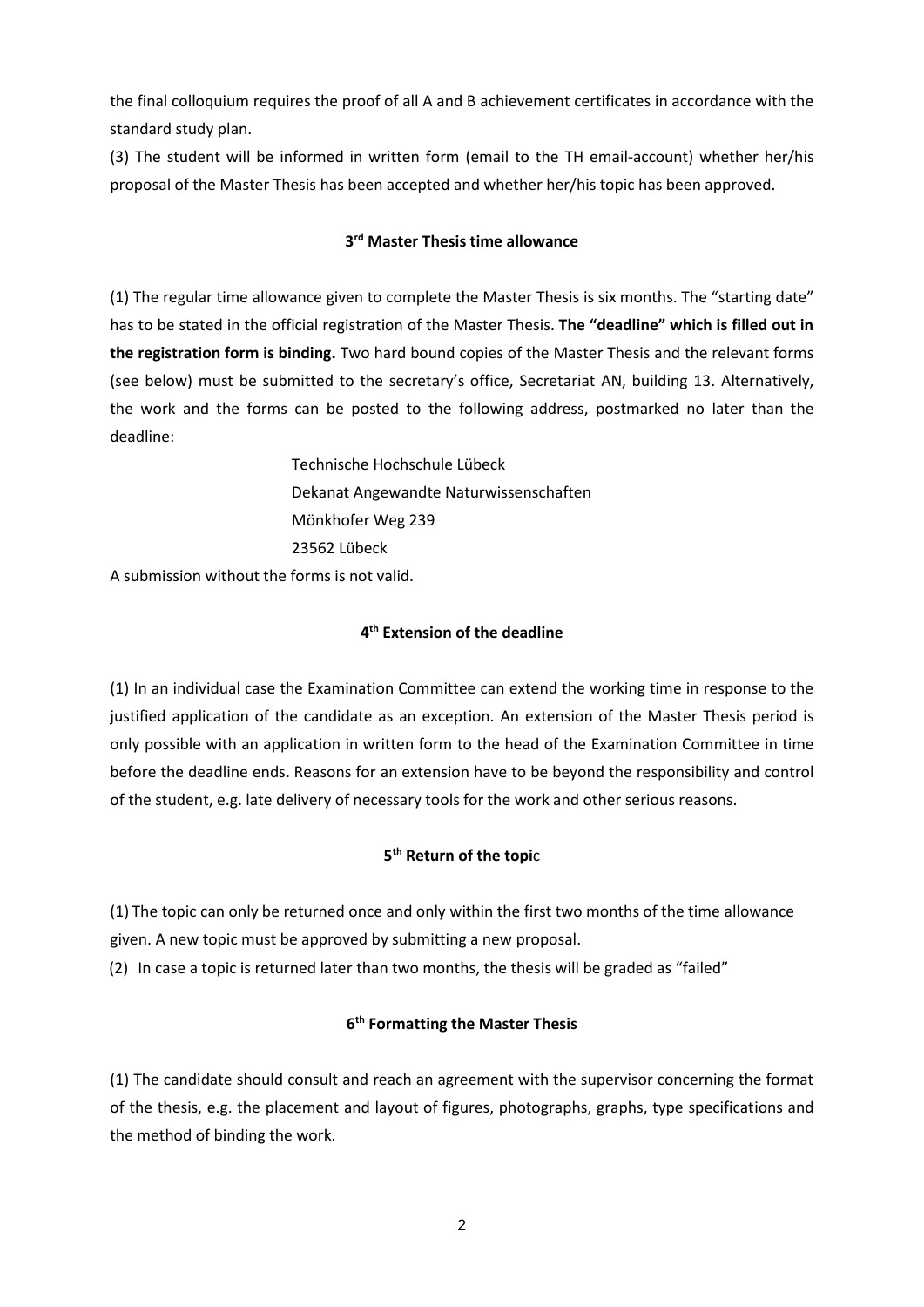the final colloquium requires the proof of all A and B achievement certificates in accordance with the standard study plan.

(3) The student will be informed in written form (email to the TH email-account) whether her/his proposal of the Master Thesis has been accepted and whether her/his topic has been approved.

### 3rd Master Thesis time allowance

(1) The regular time allowance given to complete the Master Thesis is six months. The "starting date" has to be stated in the official registration of the Master Thesis. **The "deadline" which is filled out in the registration form is binding.** Two hard bound copies of the Master Thesis and the relevant forms (see below) must be submitted to the secretary's office, Secretariat AN, building 13. Alternatively, the work and the forms can be posted to the following address, postmarked no later than the deadline:

Technische Hochschule Lübeck
Dekanat Angewandte Naturwissenschaften
Mönkhofer Weg 239
23562 Lübeck

A submission without the forms is not valid.

### 4th Extension of the deadline

(1) In an individual case the Examination Committee can extend the working time in response to the justified application of the candidate as an exception. An extension of the Master Thesis period is only possible with an application in written form to the head of the Examination Committee in time before the deadline ends. Reasons for an extension have to be beyond the responsibility and control of the student, e.g. late delivery of necessary tools for the work and other serious reasons.

### 5th Return of the topic

(1) The topic can only be returned once and only within the first two months of the time allowance given. A new topic must be approved by submitting a new proposal.

(2) In case a topic is returned later than two months, the thesis will be graded as "failed"

### 6th Formatting the Master Thesis

(1) The candidate should consult and reach an agreement with the supervisor concerning the format of the thesis, e.g. the placement and layout of figures, photographs, graphs, type specifications and the method of binding the work.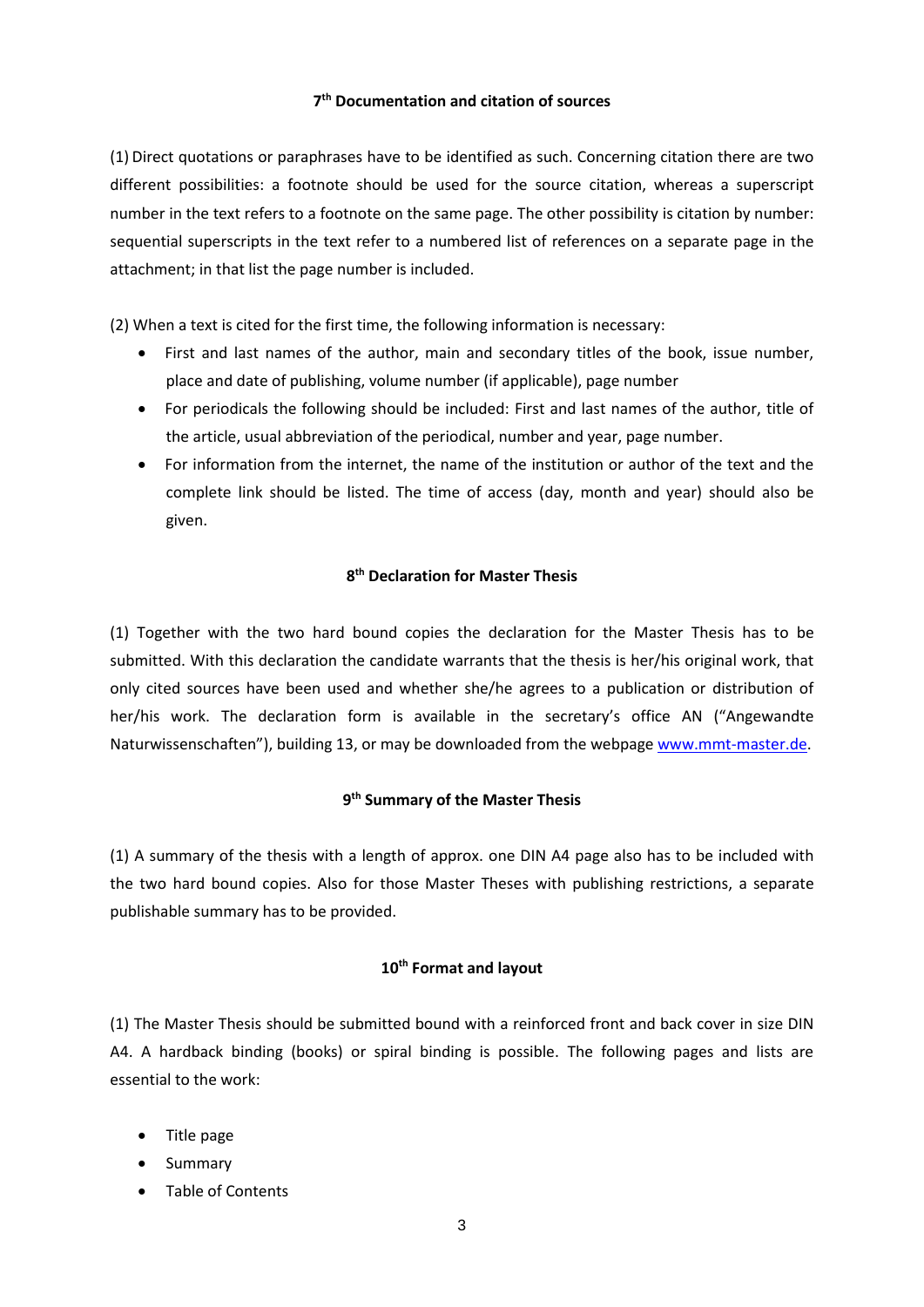### 7th Documentation and citation of sources

(1) Direct quotations or paraphrases have to be identified as such. Concerning citation there are two different possibilities: a footnote should be used for the source citation, whereas a superscript number in the text refers to a footnote on the same page. The other possibility is citation by number: sequential superscripts in the text refer to a numbered list of references on a separate page in the attachment; in that list the page number is included.

(2) When a text is cited for the first time, the following information is necessary:

- First and last names of the author, main and secondary titles of the book, issue number, place and date of publishing, volume number (if applicable), page number
- For periodicals the following should be included: First and last names of the author, title of the article, usual abbreviation of the periodical, number and year, page number.
- For information from the internet, the name of the institution or author of the text and the complete link should be listed. The time of access (day, month and year) should also be given.

### 8th Declaration for Master Thesis

(1) Together with the two hard bound copies the declaration for the Master Thesis has to be submitted. With this declaration the candidate warrants that the thesis is her/his original work, that only cited sources have been used and whether she/he agrees to a publication or distribution of her/his work. The declaration form is available in the secretary's office AN ("Angewandte Naturwissenschaften"), building 13, or may be downloaded from the webpage [www.mmt-master.de](www.mmt-master.de).

### 9th Summary of the Master Thesis

(1) A summary of the thesis with a length of approx. one DIN A4 page also has to be included with the two hard bound copies. Also for those Master Theses with publishing restrictions, a separate publishable summary has to be provided.

### 10th Format and layout

(1) The Master Thesis should be submitted bound with a reinforced front and back cover in size DIN A4. A hardback binding (books) or spiral binding is possible. The following pages and lists are essential to the work:

- Title page
- Summary
- Table of Contents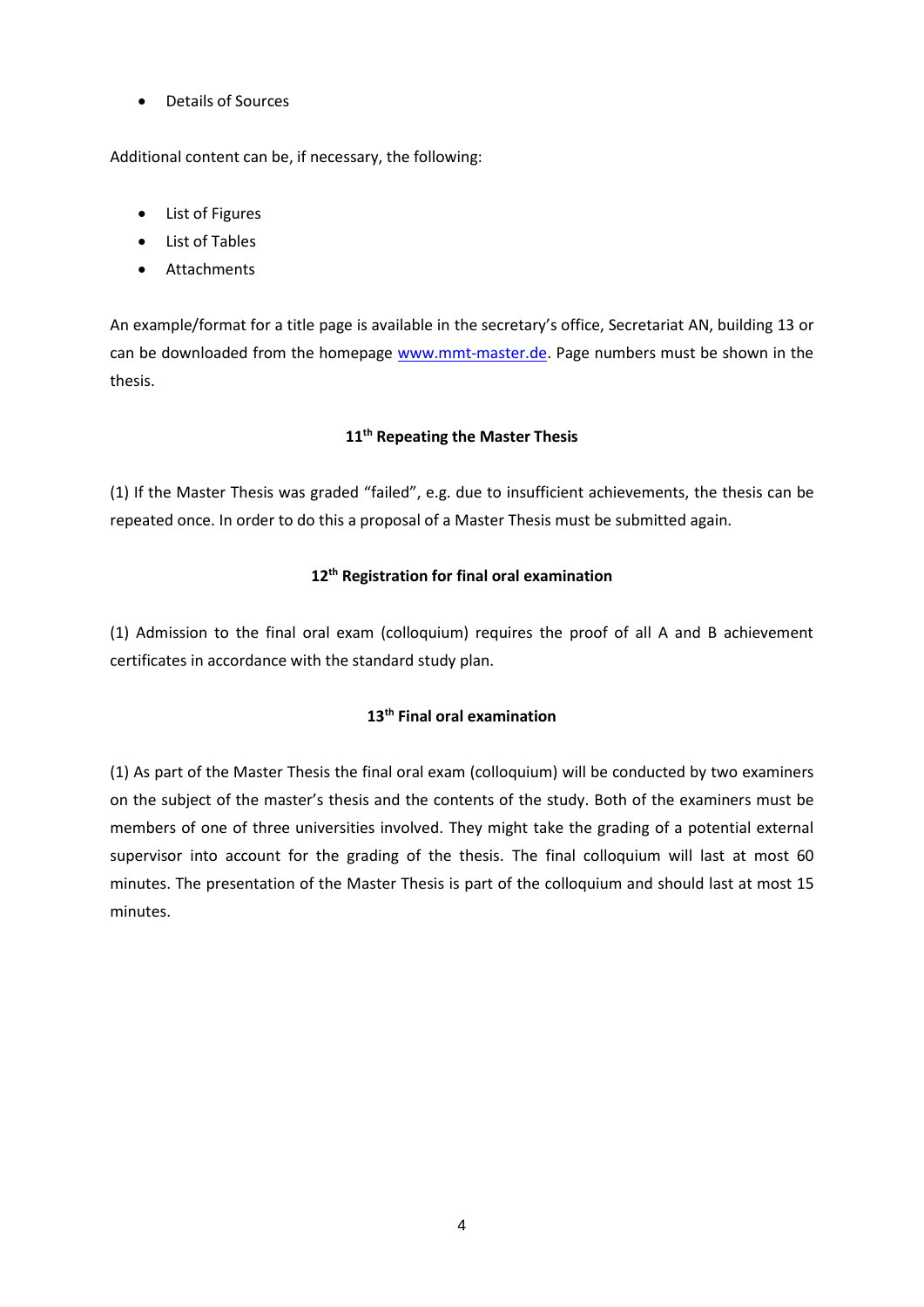- Details of Sources

Additional content can be, if necessary, the following:

- List of Figures
- List of Tables
- Attachments

An example/format for a title page is available in the secretary's office, Secretariat AN, building 13 or can be downloaded from the homepage [www.mmt-master.de](www.mmt-master.de). Page numbers must be shown in the thesis.

### 11th Repeating the Master Thesis

(1) If the Master Thesis was graded "failed", e.g. due to insufficient achievements, the thesis can be repeated once. In order to do this a proposal of a Master Thesis must be submitted again.

### 12th Registration for final oral examination

(1) Admission to the final oral exam (colloquium) requires the proof of all A and B achievement certificates in accordance with the standard study plan.

### 13th Final oral examination

(1) As part of the Master Thesis the final oral exam (colloquium) will be conducted by two examiners on the subject of the master's thesis and the contents of the study. Both of the examiners must be members of one of three universities involved. They might take the grading of a potential external supervisor into account for the grading of the thesis. The final colloquium will last at most 60 minutes. The presentation of the Master Thesis is part of the colloquium and should last at most 15 minutes.